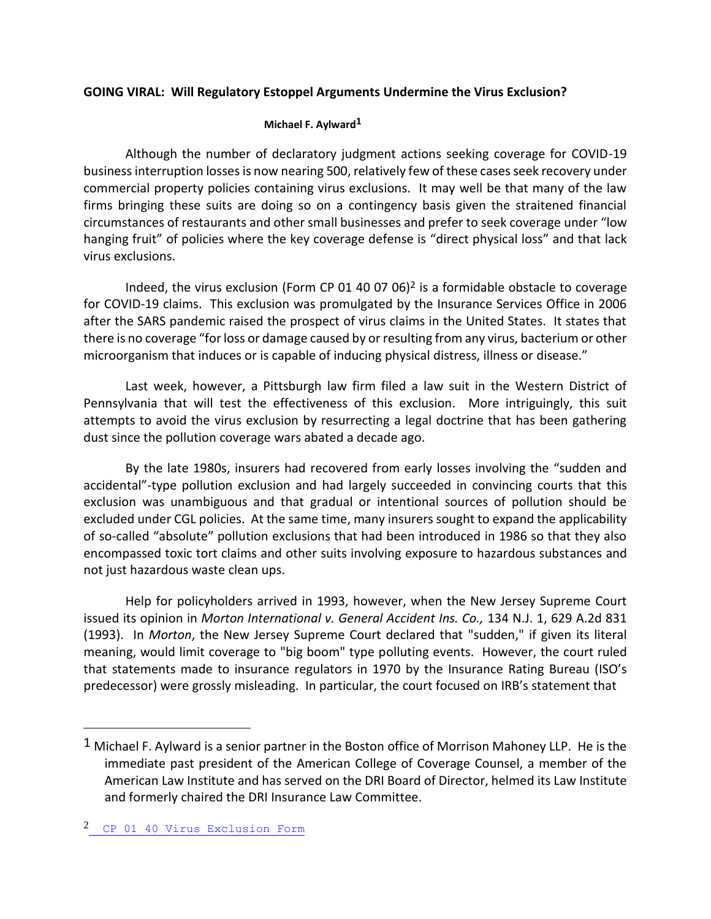**GOING VIRAL: Will Regulatory Estoppel Arguments Undermine the Virus Exclusion?**

**Michael F. Aylward**[1]

Although the number of declaratory judgment actions seeking coverage for COVID-19 business interruption losses is now nearing 500, relatively few of these cases seek recovery under commercial property policies containing virus exclusions. It may well be that many of the law firms bringing these suits are doing so on a contingency basis given the straitened financial circumstances of restaurants and other small businesses and prefer to seek coverage under "low hanging fruit" of policies where the key coverage defense is "direct physical loss" and that lack virus exclusions.

Indeed, the virus exclusion (Form CP 01 40 07 06)[2] is a formidable obstacle to coverage for COVID-19 claims. This exclusion was promulgated by the Insurance Services Office in 2006 after the SARS pandemic raised the prospect of virus claims in the United States. It states that there is no coverage "for loss or damage caused by or resulting from any virus, bacterium or other microorganism that induces or is capable of inducing physical distress, illness or disease."

Last week, however, a Pittsburgh law firm filed a law suit in the Western District of Pennsylvania that will test the effectiveness of this exclusion. More intriguingly, this suit attempts to avoid the virus exclusion by resurrecting a legal doctrine that has been gathering dust since the pollution coverage wars abated a decade ago.

By the late 1980s, insurers had recovered from early losses involving the "sudden and accidental"-type pollution exclusion and had largely succeeded in convincing courts that this exclusion was unambiguous and that gradual or intentional sources of pollution should be excluded under CGL policies. At the same time, many insurers sought to expand the applicability of so-called "absolute" pollution exclusions that had been introduced in 1986 so that they also encompassed toxic tort claims and other suits involving exposure to hazardous substances and not just hazardous waste clean ups.

Help for policyholders arrived in 1993, however, when the New Jersey Supreme Court issued its opinion in *Morton International v. General Accident Ins. Co.,* 134 N.J. 1, 629 A.2d 831 (1993). In *Morton*, the New Jersey Supreme Court declared that "sudden," if given its literal meaning, would limit coverage to "big boom" type polluting events. However, the court ruled that statements made to insurance regulators in 1970 by the Insurance Rating Bureau (ISO's predecessor) were grossly misleading. In particular, the court focused on IRB's statement that

---

[1] Michael F. Aylward is a senior partner in the Boston office of Morrison Mahoney LLP. He is the immediate past president of the American College of Coverage Counsel, a member of the American Law Institute and has served on the DRI Board of Director, helmed its Law Institute and formerly chaired the DRI Insurance Law Committee.

[2] CP 01 40 Virus Exclusion Form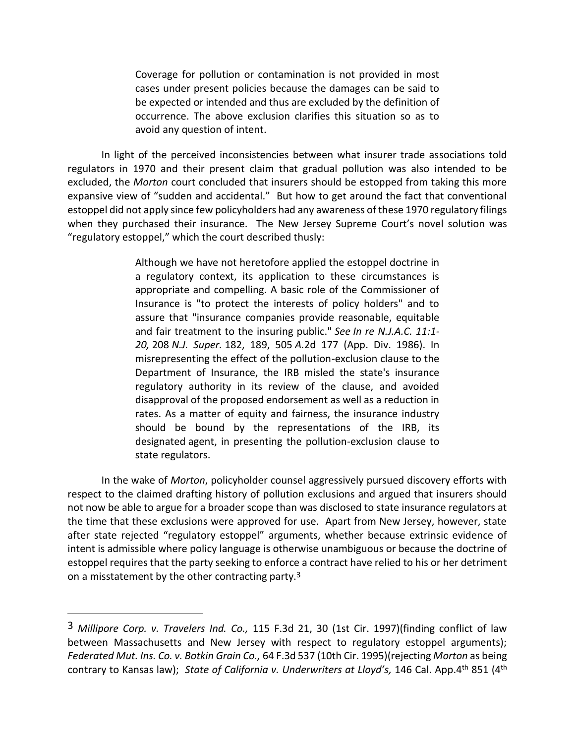> Coverage for pollution or contamination is not provided in most cases under present policies because the damages can be said to be expected or intended and thus are excluded by the definition of occurrence. The above exclusion clarifies this situation so as to avoid any question of intent.

In light of the perceived inconsistencies between what insurer trade associations told regulators in 1970 and their present claim that gradual pollution was also intended to be excluded, the *Morton* court concluded that insurers should be estopped from taking this more expansive view of "sudden and accidental." But how to get around the fact that conventional estoppel did not apply since few policyholders had any awareness of these 1970 regulatory filings when they purchased their insurance. The New Jersey Supreme Court's novel solution was "regulatory estoppel," which the court described thusly:

> Although we have not heretofore applied the estoppel doctrine in a regulatory context, its application to these circumstances is appropriate and compelling. A basic role of the Commissioner of Insurance is "to protect the interests of policy holders" and to assure that "insurance companies provide reasonable, equitable and fair treatment to the insuring public." *See In re N.J.A.C. 11:1-20,* 208 *N.J. Super.* 182, 189, 505 *A.*2d 177 (App. Div. 1986). In misrepresenting the effect of the pollution-exclusion clause to the Department of Insurance, the IRB misled the state's insurance regulatory authority in its review of the clause, and avoided disapproval of the proposed endorsement as well as a reduction in rates. As a matter of equity and fairness, the insurance industry should be bound by the representations of the IRB, its designated agent, in presenting the pollution-exclusion clause to state regulators.

In the wake of *Morton*, policyholder counsel aggressively pursued discovery efforts with respect to the claimed drafting history of pollution exclusions and argued that insurers should not now be able to argue for a broader scope than was disclosed to state insurance regulators at the time that these exclusions were approved for use. Apart from New Jersey, however, state after state rejected "regulatory estoppel" arguments, whether because extrinsic evidence of intent is admissible where policy language is otherwise unambiguous or because the doctrine of estoppel requires that the party seeking to enforce a contract have relied to his or her detriment on a misstatement by the other contracting party.[3]

---

[3] *Millipore Corp. v. Travelers Ind. Co.,* 115 F.3d 21, 30 (1st Cir. 1997)(finding conflict of law between Massachusetts and New Jersey with respect to regulatory estoppel arguments); *Federated Mut. Ins. Co. v. Botkin Grain Co.,* 64 F.3d 537 (10th Cir. 1995)(rejecting *Morton* as being contrary to Kansas law); *State of California v. Underwriters at Lloyd's,* 146 Cal. App.4th 851 (4th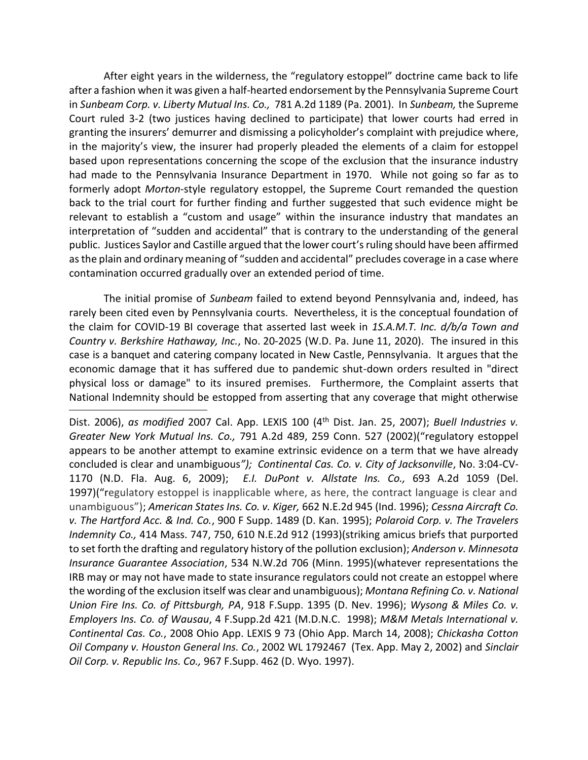After eight years in the wilderness, the "regulatory estoppel" doctrine came back to life after a fashion when it was given a half-hearted endorsement by the Pennsylvania Supreme Court in *Sunbeam Corp. v. Liberty Mutual Ins. Co.,* 781 A.2d 1189 (Pa. 2001). In *Sunbeam,* the Supreme Court ruled 3-2 (two justices having declined to participate) that lower courts had erred in granting the insurers' demurrer and dismissing a policyholder's complaint with prejudice where, in the majority's view, the insurer had properly pleaded the elements of a claim for estoppel based upon representations concerning the scope of the exclusion that the insurance industry had made to the Pennsylvania Insurance Department in 1970. While not going so far as to formerly adopt *Morton*-style regulatory estoppel, the Supreme Court remanded the question back to the trial court for further finding and further suggested that such evidence might be relevant to establish a "custom and usage" within the insurance industry that mandates an interpretation of "sudden and accidental" that is contrary to the understanding of the general public. Justices Saylor and Castille argued that the lower court's ruling should have been affirmed as the plain and ordinary meaning of "sudden and accidental" precludes coverage in a case where contamination occurred gradually over an extended period of time.

The initial promise of *Sunbeam* failed to extend beyond Pennsylvania and, indeed, has rarely been cited even by Pennsylvania courts. Nevertheless, it is the conceptual foundation of the claim for COVID-19 BI coverage that asserted last week in *1S.A.M.T. Inc. d/b/a Town and Country v. Berkshire Hathaway, Inc.*, No. 20-2025 (W.D. Pa. June 11, 2020). The insured in this case is a banquet and catering company located in New Castle, Pennsylvania. It argues that the economic damage that it has suffered due to pandemic shut-down orders resulted in "direct physical loss or damage" to its insured premises. Furthermore, the Complaint asserts that National Indemnity should be estopped from asserting that any coverage that might otherwise

---

Dist. 2006), *as modified* 2007 Cal. App. LEXIS 100 (4th Dist. Jan. 25, 2007); *Buell Industries v. Greater New York Mutual Ins. Co.,* 791 A.2d 489, 259 Conn. 527 (2002)("regulatory estoppel appears to be another attempt to examine extrinsic evidence on a term that we have already concluded is clear and unambiguous*"); Continental Cas. Co. v. City of Jacksonville*, No. 3:04-CV-1170 (N.D. Fla. Aug. 6, 2009); *E.I. DuPont v. Allstate Ins. Co.,* 693 A.2d 1059 (Del. 1997)("regulatory estoppel is inapplicable where, as here, the contract language is clear and unambiguous"); *American States Ins. Co. v. Kiger,* 662 N.E.2d 945 (Ind. 1996); *Cessna Aircraft Co. v. The Hartford Acc. & Ind. Co.*, 900 F Supp. 1489 (D. Kan. 1995); *Polaroid Corp. v. The Travelers Indemnity Co.,* 414 Mass. 747, 750, 610 N.E.2d 912 (1993)(striking amicus briefs that purported to set forth the drafting and regulatory history of the pollution exclusion); *Anderson v. Minnesota Insurance Guarantee Association*, 534 N.W.2d 706 (Minn. 1995)(whatever representations the IRB may or may not have made to state insurance regulators could not create an estoppel where the wording of the exclusion itself was clear and unambiguous); *Montana Refining Co. v. National Union Fire Ins. Co. of Pittsburgh, PA*, 918 F.Supp. 1395 (D. Nev. 1996); *Wysong & Miles Co. v. Employers Ins. Co. of Wausau*, 4 F.Supp.2d 421 (M.D.N.C. 1998); *M&M Metals International v. Continental Cas. Co.*, 2008 Ohio App. LEXIS 9 73 (Ohio App. March 14, 2008); *Chickasha Cotton Oil Company v. Houston General Ins. Co.*, 2002 WL 1792467 (Tex. App. May 2, 2002) and *Sinclair Oil Corp. v. Republic Ins. Co.,* 967 F.Supp. 462 (D. Wyo. 1997).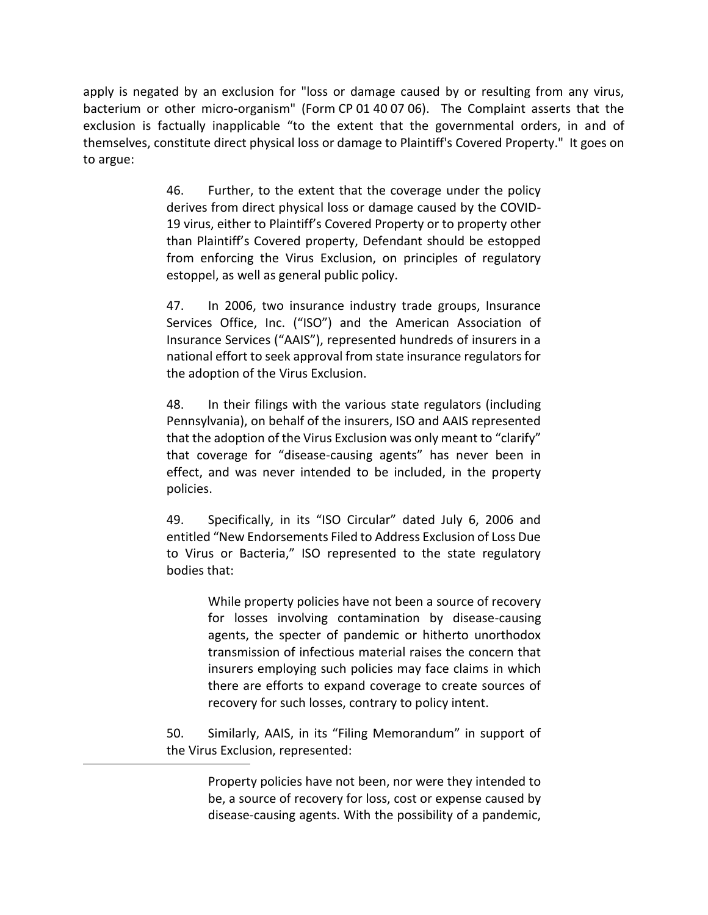apply is negated by an exclusion for "loss or damage caused by or resulting from any virus, bacterium or other micro-organism" (Form CP 01 40 07 06). The Complaint asserts that the exclusion is factually inapplicable "to the extent that the governmental orders, in and of themselves, constitute direct physical loss or damage to Plaintiff's Covered Property." It goes on to argue:

> 46. Further, to the extent that the coverage under the policy derives from direct physical loss or damage caused by the COVID-19 virus, either to Plaintiff's Covered Property or to property other than Plaintiff's Covered property, Defendant should be estopped from enforcing the Virus Exclusion, on principles of regulatory estoppel, as well as general public policy.
>
> 47. In 2006, two insurance industry trade groups, Insurance Services Office, Inc. ("ISO") and the American Association of Insurance Services ("AAIS"), represented hundreds of insurers in a national effort to seek approval from state insurance regulators for the adoption of the Virus Exclusion.
>
> 48. In their filings with the various state regulators (including Pennsylvania), on behalf of the insurers, ISO and AAIS represented that the adoption of the Virus Exclusion was only meant to "clarify" that coverage for "disease-causing agents" has never been in effect, and was never intended to be included, in the property policies.
>
> 49. Specifically, in its "ISO Circular" dated July 6, 2006 and entitled "New Endorsements Filed to Address Exclusion of Loss Due to Virus or Bacteria," ISO represented to the state regulatory bodies that:
>
> > While property policies have not been a source of recovery for losses involving contamination by disease-causing agents, the specter of pandemic or hitherto unorthodox transmission of infectious material raises the concern that insurers employing such policies may face claims in which there are efforts to expand coverage to create sources of recovery for such losses, contrary to policy intent.
>
> 50. Similarly, AAIS, in its "Filing Memorandum" in support of the Virus Exclusion, represented:
>
> > Property policies have not been, nor were they intended to be, a source of recovery for loss, cost or expense caused by disease-causing agents. With the possibility of a pandemic,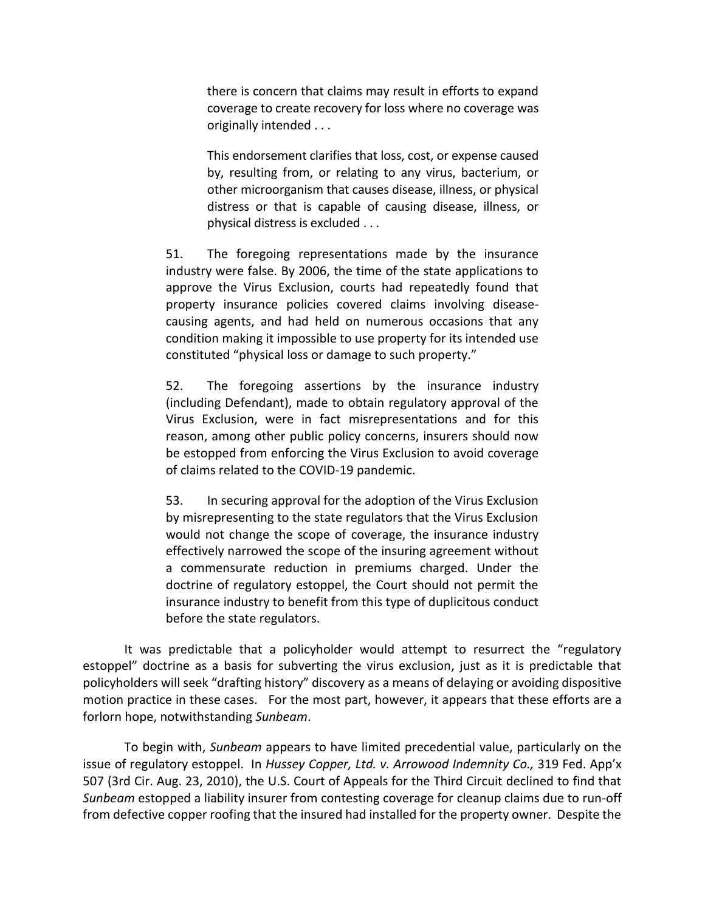> there is concern that claims may result in efforts to expand coverage to create recovery for loss where no coverage was originally intended . . .
>
> This endorsement clarifies that loss, cost, or expense caused by, resulting from, or relating to any virus, bacterium, or other microorganism that causes disease, illness, or physical distress or that is capable of causing disease, illness, or physical distress is excluded . . .
>
> 51. The foregoing representations made by the insurance industry were false. By 2006, the time of the state applications to approve the Virus Exclusion, courts had repeatedly found that property insurance policies covered claims involving disease-causing agents, and had held on numerous occasions that any condition making it impossible to use property for its intended use constituted "physical loss or damage to such property."
>
> 52. The foregoing assertions by the insurance industry (including Defendant), made to obtain regulatory approval of the Virus Exclusion, were in fact misrepresentations and for this reason, among other public policy concerns, insurers should now be estopped from enforcing the Virus Exclusion to avoid coverage of claims related to the COVID-19 pandemic.
>
> 53. In securing approval for the adoption of the Virus Exclusion by misrepresenting to the state regulators that the Virus Exclusion would not change the scope of coverage, the insurance industry effectively narrowed the scope of the insuring agreement without a commensurate reduction in premiums charged. Under the doctrine of regulatory estoppel, the Court should not permit the insurance industry to benefit from this type of duplicitous conduct before the state regulators.

It was predictable that a policyholder would attempt to resurrect the "regulatory estoppel" doctrine as a basis for subverting the virus exclusion, just as it is predictable that policyholders will seek "drafting history" discovery as a means of delaying or avoiding dispositive motion practice in these cases. For the most part, however, it appears that these efforts are a forlorn hope, notwithstanding *Sunbeam*.

To begin with, *Sunbeam* appears to have limited precedential value, particularly on the issue of regulatory estoppel. In *Hussey Copper, Ltd. v. Arrowood Indemnity Co.,* 319 Fed. App'x 507 (3rd Cir. Aug. 23, 2010), the U.S. Court of Appeals for the Third Circuit declined to find that *Sunbeam* estopped a liability insurer from contesting coverage for cleanup claims due to run-off from defective copper roofing that the insured had installed for the property owner. Despite the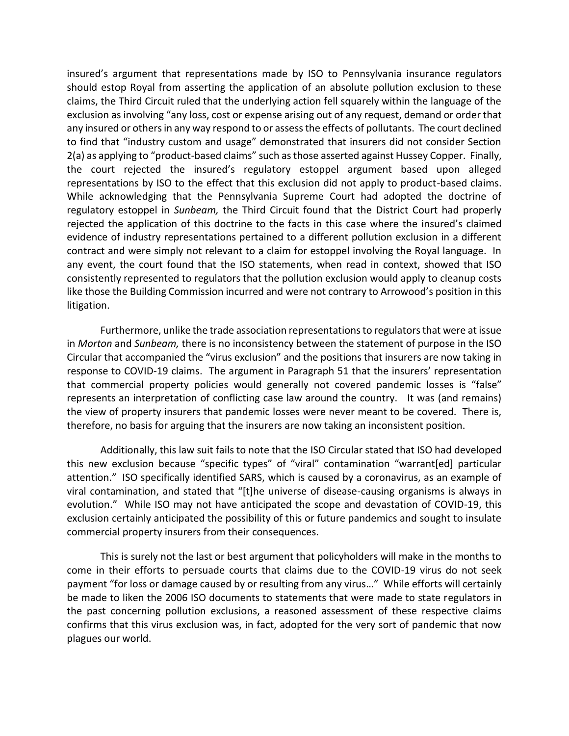insured's argument that representations made by ISO to Pennsylvania insurance regulators should estop Royal from asserting the application of an absolute pollution exclusion to these claims, the Third Circuit ruled that the underlying action fell squarely within the language of the exclusion as involving "any loss, cost or expense arising out of any request, demand or order that any insured or others in any way respond to or assess the effects of pollutants. The court declined to find that "industry custom and usage" demonstrated that insurers did not consider Section 2(a) as applying to "product-based claims" such as those asserted against Hussey Copper. Finally, the court rejected the insured's regulatory estoppel argument based upon alleged representations by ISO to the effect that this exclusion did not apply to product-based claims. While acknowledging that the Pennsylvania Supreme Court had adopted the doctrine of regulatory estoppel in *Sunbeam,* the Third Circuit found that the District Court had properly rejected the application of this doctrine to the facts in this case where the insured's claimed evidence of industry representations pertained to a different pollution exclusion in a different contract and were simply not relevant to a claim for estoppel involving the Royal language. In any event, the court found that the ISO statements, when read in context, showed that ISO consistently represented to regulators that the pollution exclusion would apply to cleanup costs like those the Building Commission incurred and were not contrary to Arrowood's position in this litigation.

Furthermore, unlike the trade association representations to regulators that were at issue in *Morton* and *Sunbeam,* there is no inconsistency between the statement of purpose in the ISO Circular that accompanied the "virus exclusion" and the positions that insurers are now taking in response to COVID-19 claims. The argument in Paragraph 51 that the insurers' representation that commercial property policies would generally not covered pandemic losses is "false" represents an interpretation of conflicting case law around the country. It was (and remains) the view of property insurers that pandemic losses were never meant to be covered. There is, therefore, no basis for arguing that the insurers are now taking an inconsistent position.

Additionally, this law suit fails to note that the ISO Circular stated that ISO had developed this new exclusion because "specific types" of "viral" contamination "warrant[ed] particular attention." ISO specifically identified SARS, which is caused by a coronavirus, as an example of viral contamination, and stated that "[t]he universe of disease-causing organisms is always in evolution." While ISO may not have anticipated the scope and devastation of COVID-19, this exclusion certainly anticipated the possibility of this or future pandemics and sought to insulate commercial property insurers from their consequences.

This is surely not the last or best argument that policyholders will make in the months to come in their efforts to persuade courts that claims due to the COVID-19 virus do not seek payment "for loss or damage caused by or resulting from any virus…" While efforts will certainly be made to liken the 2006 ISO documents to statements that were made to state regulators in the past concerning pollution exclusions, a reasoned assessment of these respective claims confirms that this virus exclusion was, in fact, adopted for the very sort of pandemic that now plagues our world.